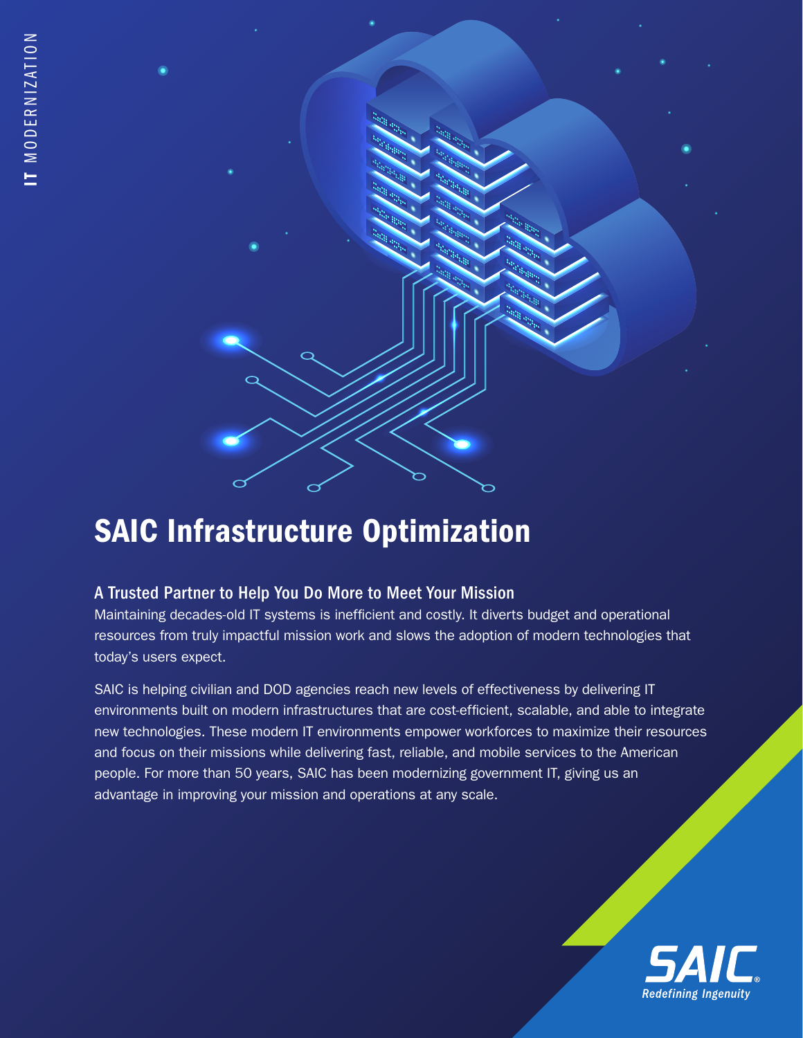IT MODERNIZATION

# SAIC Infrastructure Optimization

## A Trusted Partner to Help You Do More to Meet Your Mission

Maintaining decades-old IT systems is inefficient and costly. It diverts budget and operational resources from truly impactful mission work and slows the adoption of modern technologies that today's users expect.

SAIC is helping civilian and DOD agencies reach new levels of effectiveness by delivering IT environments built on modern infrastructures that are cost-efficient, scalable, and able to integrate new technologies. These modern IT environments empower workforces to maximize their resources and focus on their missions while delivering fast, reliable, and mobile services to the American people. For more than 50 years, SAIC has been modernizing government IT, giving us an advantage in improving your mission and operations at any scale.

SAIC®

*Redefining Ingenuity*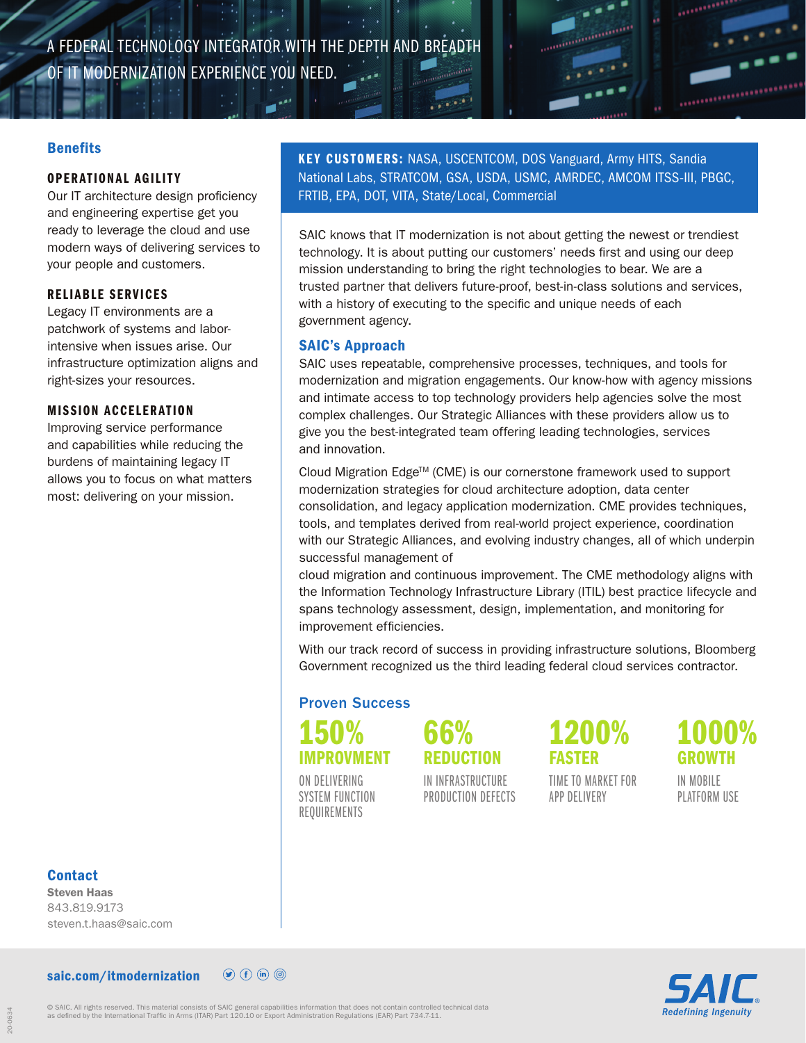A FEDERAL TECHNOLOGY INTEGRATOR WITH THE DEPTH AND BREADTH OF IT MODERNIZATION EXPERIENCE YOU NEED.

## Benefits

### OPERATIONAL AGILITY

Our IT architecture design proficiency and engineering expertise get you ready to leverage the cloud and use modern ways of delivering services to your people and customers.

### RELIABLE SERVICES

Legacy IT environments are a patchwork of systems and labor-intensive when issues arise. Our infrastructure optimization aligns and right-sizes your resources.

### MISSION ACCELERATION

Improving service performance and capabilities while reducing the burdens of maintaining legacy IT allows you to focus on what matters most: delivering on your mission.

**KEY CUSTOMERS:** NASA, USCENTCOM, DOS Vanguard, Army HITS, Sandia National Labs, STRATCOM, GSA, USDA, USMC, AMRDEC, AMCOM ITSS-III, PBGC, FRTIB, EPA, DOT, VITA, State/Local, Commercial

SAIC knows that IT modernization is not about getting the newest or trendiest technology. It is about putting our customers' needs first and using our deep mission understanding to bring the right technologies to bear. We are a trusted partner that delivers future-proof, best-in-class solutions and services, with a history of executing to the specific and unique needs of each government agency.

## SAIC's Approach

SAIC uses repeatable, comprehensive processes, techniques, and tools for modernization and migration engagements. Our know-how with agency missions and intimate access to top technology providers help agencies solve the most complex challenges. Our Strategic Alliances with these providers allow us to give you the best-integrated team offering leading technologies, services and innovation.

Cloud Migration Edge™ (CME) is our cornerstone framework used to support modernization strategies for cloud architecture adoption, data center consolidation, and legacy application modernization. CME provides techniques, tools, and templates derived from real-world project experience, coordination with our Strategic Alliances, and evolving industry changes, all of which underpin successful management of cloud migration and continuous improvement. The CME methodology aligns with the Information Technology Infrastructure Library (ITIL) best practice lifecycle and spans technology assessment, design, implementation, and monitoring for improvement efficiencies.

With our track record of success in providing infrastructure solutions, Bloomberg Government recognized us the third leading federal cloud services contractor.

## Proven Success

**150% IMPROVMENT**
ON DELIVERING SYSTEM FUNCTION REQUIREMENTS

**66% REDUCTION**
IN INFRASTRUCTURE PRODUCTION DEFECTS

**1200% FASTER**
TIME TO MARKET FOR APP DELIVERY

**1000% GROWTH**
IN MOBILE PLATFORM USE

## Contact

**Steven Haas**
843.819.9173
steven.t.haas@saic.com

**saic.com/itmodernization**

SAIC
Redefining Ingenuity

© SAIC. All rights reserved. This material consists of SAIC general capabilities information that does not contain controlled technical data as defined by the International Traffic in Arms (ITAR) Part 120.10 or Export Administration Regulations (EAR) Part 734.7-11.

20-0634